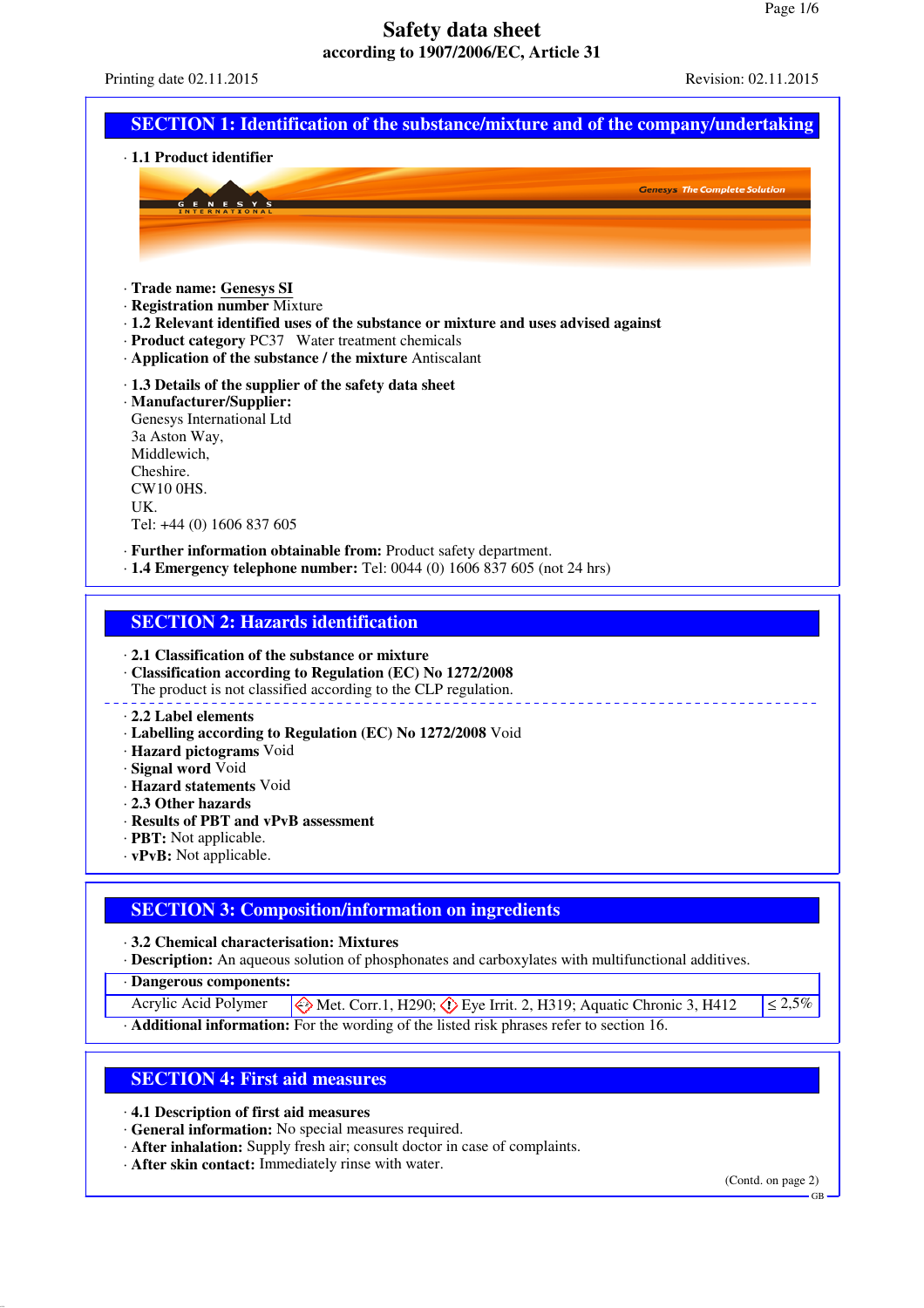# Safety data sheet

**according to 1907/2006/EC, Article 31**

Printing date 02.11.2015 Revision: 02.11.2015

## SECTION 1: Identification of the substance/mixture and of the company/undertaking

· **1.1 Product identifier**

· **Trade name: Genesys SI**
· **Registration number** Mixture
· **1.2 Relevant identified uses of the substance or mixture and uses advised against**
· **Product category** PC37 Water treatment chemicals
· **Application of the substance / the mixture** Antiscalant

· **1.3 Details of the supplier of the safety data sheet**
· **Manufacturer/Supplier:**
Genesys International Ltd
3a Aston Way,
Middlewich,
Cheshire.
CW10 0HS.
UK.
Tel: +44 (0) 1606 837 605

· **Further information obtainable from:** Product safety department.
· **1.4 Emergency telephone number:** Tel: 0044 (0) 1606 837 605 (not 24 hrs)

## SECTION 2: Hazards identification

· **2.1 Classification of the substance or mixture**
· **Classification according to Regulation (EC) No 1272/2008**
The product is not classified according to the CLP regulation.

· **2.2 Label elements**
· **Labelling according to Regulation (EC) No 1272/2008** Void
· **Hazard pictograms** Void
· **Signal word** Void
· **Hazard statements** Void
· **2.3 Other hazards**
· **Results of PBT and vPvB assessment**
· **PBT:** Not applicable.
· **vPvB:** Not applicable.

## SECTION 3: Composition/information on ingredients

· **3.2 Chemical characterisation: Mixtures**
· **Description:** An aqueous solution of phosphonates and carboxylates with multifunctional additives.

· **Dangerous components:**

| | | |
|---|---|---|
| Acrylic Acid Polymer | Met. Corr.1, H290; Eye Irrit. 2, H319; Aquatic Chronic 3, H412 | ≤ 2,5% |

· **Additional information:** For the wording of the listed risk phrases refer to section 16.

## SECTION 4: First aid measures

· **4.1 Description of first aid measures**
· **General information:** No special measures required.
· **After inhalation:** Supply fresh air; consult doctor in case of complaints.
· **After skin contact:** Immediately rinse with water.

(Contd. on page 2)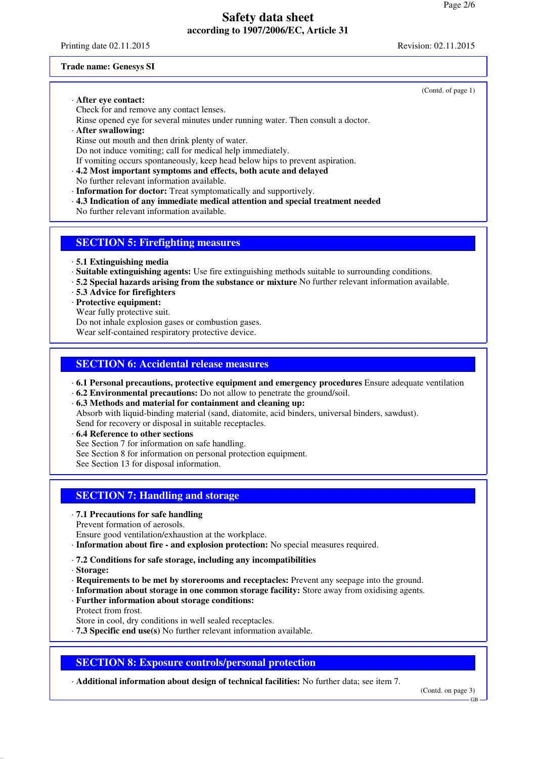Trade name: Genesys SI

(Contd. of page 1)

· **After eye contact:**
Check for and remove any contact lenses.
Rinse opened eye for several minutes under running water. Then consult a doctor.
· **After swallowing:**
Rinse out mouth and then drink plenty of water.
Do not induce vomiting; call for medical help immediately.
If vomiting occurs spontaneously, keep head below hips to prevent aspiration.
· **4.2 Most important symptoms and effects, both acute and delayed**
No further relevant information available.
· **Information for doctor:** Treat symptomatically and supportively.
· **4.3 Indication of any immediate medical attention and special treatment needed**
No further relevant information available.

## SECTION 5: Firefighting measures

· **5.1 Extinguishing media**
· **Suitable extinguishing agents:** Use fire extinguishing methods suitable to surrounding conditions.
· **5.2 Special hazards arising from the substance or mixture** No further relevant information available.
· **5.3 Advice for firefighters**
· **Protective equipment:**
Wear fully protective suit.
Do not inhale explosion gases or combustion gases.
Wear self-contained respiratory protective device.

## SECTION 6: Accidental release measures

· **6.1 Personal precautions, protective equipment and emergency procedures** Ensure adequate ventilation
· **6.2 Environmental precautions:** Do not allow to penetrate the ground/soil.
· **6.3 Methods and material for containment and cleaning up:**
Absorb with liquid-binding material (sand, diatomite, acid binders, universal binders, sawdust).
Send for recovery or disposal in suitable receptacles.
· **6.4 Reference to other sections**
See Section 7 for information on safe handling.
See Section 8 for information on personal protection equipment.
See Section 13 for disposal information.

## SECTION 7: Handling and storage

· **7.1 Precautions for safe handling**
Prevent formation of aerosols.
Ensure good ventilation/exhaustion at the workplace.
· **Information about fire - and explosion protection:** No special measures required.

· **7.2 Conditions for safe storage, including any incompatibilities**
· **Storage:**
· **Requirements to be met by storerooms and receptacles:** Prevent any seepage into the ground.
· **Information about storage in one common storage facility:** Store away from oxidising agents.
· **Further information about storage conditions:**
Protect from frost.
Store in cool, dry conditions in well sealed receptacles.
· **7.3 Specific end use(s)** No further relevant information available.

## SECTION 8: Exposure controls/personal protection

· **Additional information about design of technical facilities:** No further data; see item 7.

(Contd. on page 3)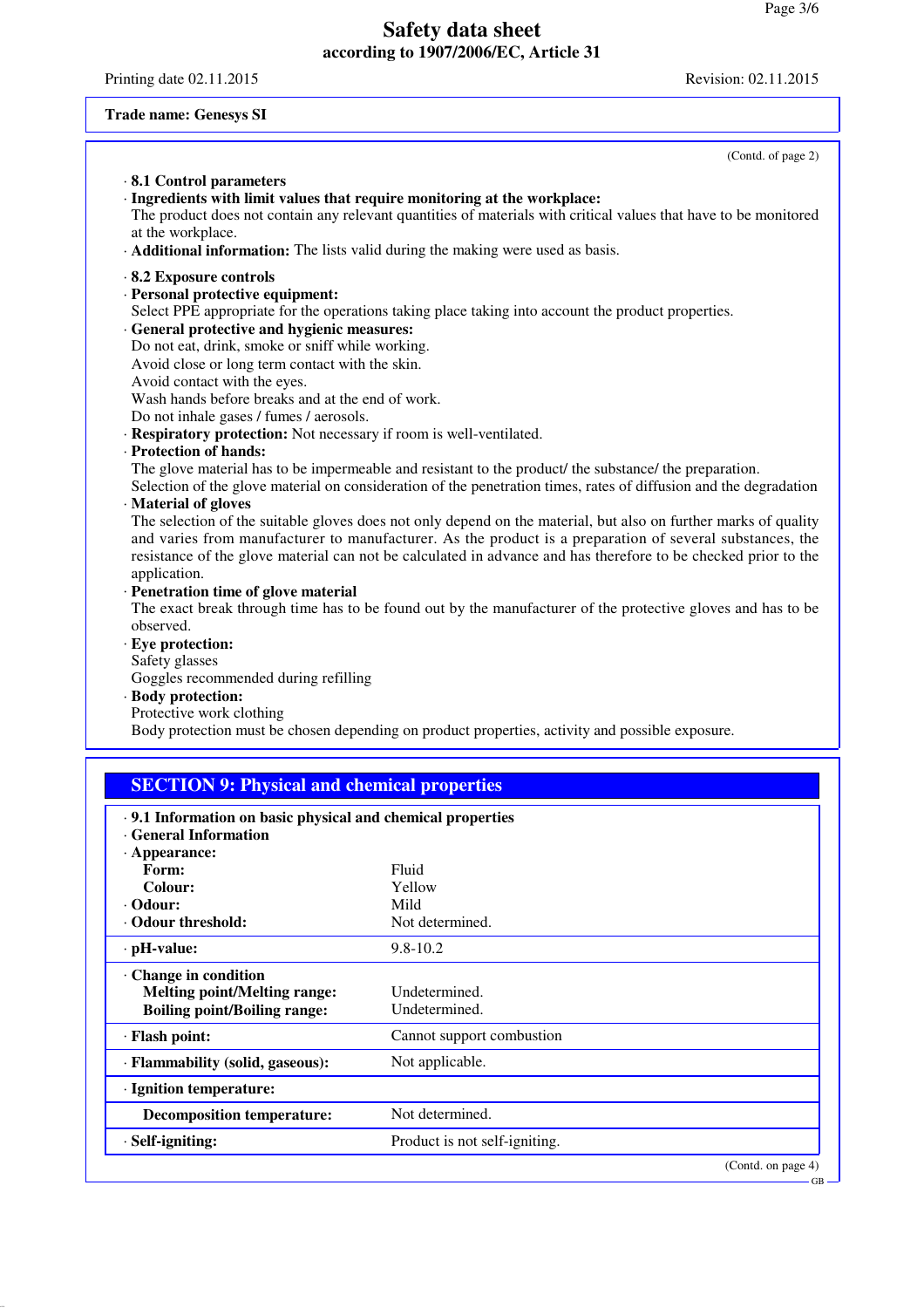**Trade name: Genesys SI**

(Contd. of page 2)

· **8.1 Control parameters**
· **Ingredients with limit values that require monitoring at the workplace:**
The product does not contain any relevant quantities of materials with critical values that have to be monitored at the workplace.
· **Additional information:** The lists valid during the making were used as basis.

· **8.2 Exposure controls**
· **Personal protective equipment:**
Select PPE appropriate for the operations taking place taking into account the product properties.
· **General protective and hygienic measures:**
Do not eat, drink, smoke or sniff while working.
Avoid close or long term contact with the skin.
Avoid contact with the eyes.
Wash hands before breaks and at the end of work.
Do not inhale gases / fumes / aerosols.
· **Respiratory protection:** Not necessary if room is well-ventilated.
· **Protection of hands:**
The glove material has to be impermeable and resistant to the product/ the substance/ the preparation.
Selection of the glove material on consideration of the penetration times, rates of diffusion and the degradation
· **Material of gloves**
The selection of the suitable gloves does not only depend on the material, but also on further marks of quality and varies from manufacturer to manufacturer. As the product is a preparation of several substances, the resistance of the glove material can not be calculated in advance and has therefore to be checked prior to the application.
· **Penetration time of glove material**
The exact break through time has to be found out by the manufacturer of the protective gloves and has to be observed.
· **Eye protection:**
Safety glasses
Goggles recommended during refilling
· **Body protection:**
Protective work clothing
Body protection must be chosen depending on product properties, activity and possible exposure.

## SECTION 9: Physical and chemical properties

| | |
|---|---|
| · **9.1 Information on basic physical and chemical properties** | |
| · **General Information** | |
| · **Appearance:** | |
| **Form:** | Fluid |
| **Colour:** | Yellow |
| · **Odour:** | Mild |
| · **Odour threshold:** | Not determined. |
| · **pH-value:** | 9.8-10.2 |
| · **Change in condition** | |
| **Melting point/Melting range:** | Undetermined. |
| **Boiling point/Boiling range:** | Undetermined. |
| · **Flash point:** | Cannot support combustion |
| · **Flammability (solid, gaseous):** | Not applicable. |
| · **Ignition temperature:** | |
| **Decomposition temperature:** | Not determined. |
| · **Self-igniting:** | Product is not self-igniting. |

(Contd. on page 4)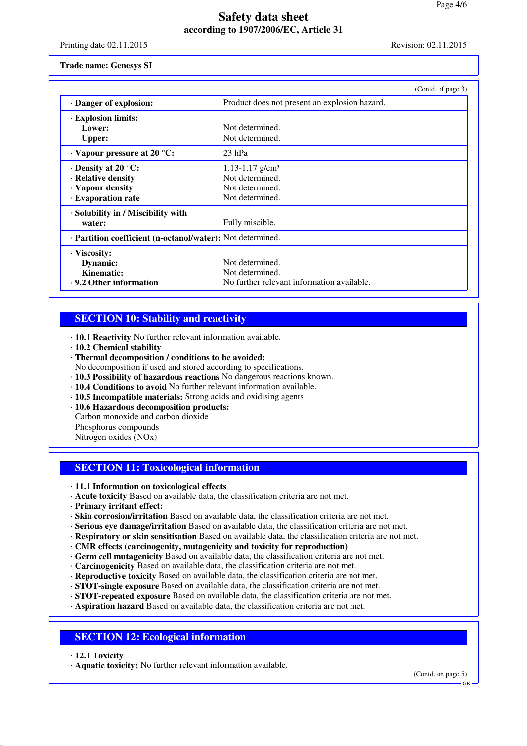**Trade name: Genesys SI**

(Contd. of page 3)

| | |
|---|---|
| · **Danger of explosion:** | Product does not present an explosion hazard. |
| · **Explosion limits:** | |
| **Lower:** | Not determined. |
| **Upper:** | Not determined. |
| · **Vapour pressure at 20 °C:** | 23 hPa |
| · **Density at 20 °C:** | 1.13-1.17 g/cm³ |
| · **Relative density** | Not determined. |
| · **Vapour density** | Not determined. |
| · **Evaporation rate** | Not determined. |
| · **Solubility in / Miscibility with water:** | Fully miscible. |
| · **Partition coefficient (n-octanol/water):** | Not determined. |
| · **Viscosity:** | |
| **Dynamic:** | Not determined. |
| **Kinematic:** | Not determined. |
| · **9.2 Other information** | No further relevant information available. |

## SECTION 10: Stability and reactivity

· **10.1 Reactivity** No further relevant information available.
· **10.2 Chemical stability**
· **Thermal decomposition / conditions to be avoided:**
No decomposition if used and stored according to specifications.
· **10.3 Possibility of hazardous reactions** No dangerous reactions known.
· **10.4 Conditions to avoid** No further relevant information available.
· **10.5 Incompatible materials:** Strong acids and oxidising agents
· **10.6 Hazardous decomposition products:**
Carbon monoxide and carbon dioxide
Phosphorus compounds
Nitrogen oxides (NOx)

## SECTION 11: Toxicological information

· **11.1 Information on toxicological effects**
· **Acute toxicity** Based on available data, the classification criteria are not met.
· **Primary irritant effect:**
· **Skin corrosion/irritation** Based on available data, the classification criteria are not met.
· **Serious eye damage/irritation** Based on available data, the classification criteria are not met.
· **Respiratory or skin sensitisation** Based on available data, the classification criteria are not met.
· **CMR effects (carcinogenity, mutagenicity and toxicity for reproduction)**
· **Germ cell mutagenicity** Based on available data, the classification criteria are not met.
· **Carcinogenicity** Based on available data, the classification criteria are not met.
· **Reproductive toxicity** Based on available data, the classification criteria are not met.
· **STOT-single exposure** Based on available data, the classification criteria are not met.
· **STOT-repeated exposure** Based on available data, the classification criteria are not met.
· **Aspiration hazard** Based on available data, the classification criteria are not met.

## SECTION 12: Ecological information

· **12.1 Toxicity**
· **Aquatic toxicity:** No further relevant information available.

(Contd. on page 5)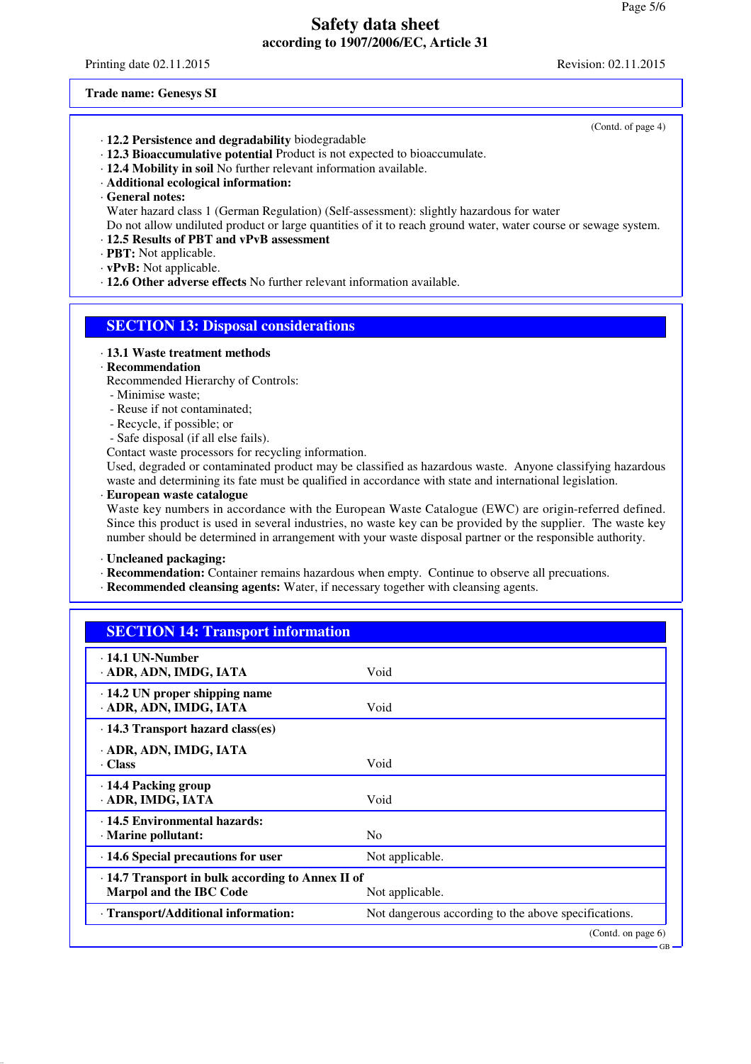Trade name: Genesys SI

(Contd. of page 4)

- **12.2 Persistence and degradability** biodegradable
- **12.3 Bioaccumulative potential** Product is not expected to bioaccumulate.
- **12.4 Mobility in soil** No further relevant information available.
- **Additional ecological information:**
- **General notes:**
  Water hazard class 1 (German Regulation) (Self-assessment): slightly hazardous for water
  Do not allow undiluted product or large quantities of it to reach ground water, water course or sewage system.
- **12.5 Results of PBT and vPvB assessment**
- **PBT:** Not applicable.
- **vPvB:** Not applicable.
- **12.6 Other adverse effects** No further relevant information available.

## SECTION 13: Disposal considerations

- **13.1 Waste treatment methods**
- **Recommendation**
  Recommended Hierarchy of Controls:
  - Minimise waste;
  - Reuse if not contaminated;
  - Recycle, if possible; or
  - Safe disposal (if all else fails).

  Contact waste processors for recycling information.
  Used, degraded or contaminated product may be classified as hazardous waste. Anyone classifying hazardous waste and determining its fate must be qualified in accordance with state and international legislation.
- **European waste catalogue**
  Waste key numbers in accordance with the European Waste Catalogue (EWC) are origin-referred defined. Since this product is used in several industries, no waste key can be provided by the supplier. The waste key number should be determined in arrangement with your waste disposal partner or the responsible authority.

- **Uncleaned packaging:**
- **Recommendation:** Container remains hazardous when empty. Continue to observe all precautions.
- **Recommended cleansing agents:** Water, if necessary together with cleansing agents.

## SECTION 14: Transport information

| | |
|---|---|
| **14.1 UN-Number**<br>**ADR, ADN, IMDG, IATA** | Void |
| **14.2 UN proper shipping name**<br>**ADR, ADN, IMDG, IATA** | Void |
| **14.3 Transport hazard class(es)**<br>**ADR, ADN, IMDG, IATA**<br>**Class** | Void |
| **14.4 Packing group**<br>**ADR, IMDG, IATA** | Void |
| **14.5 Environmental hazards:**<br>**Marine pollutant:** | No |
| **14.6 Special precautions for user** | Not applicable. |
| **14.7 Transport in bulk according to Annex II of Marpol and the IBC Code** | Not applicable. |
| **Transport/Additional information:** | Not dangerous according to the above specifications. |

(Contd. on page 6)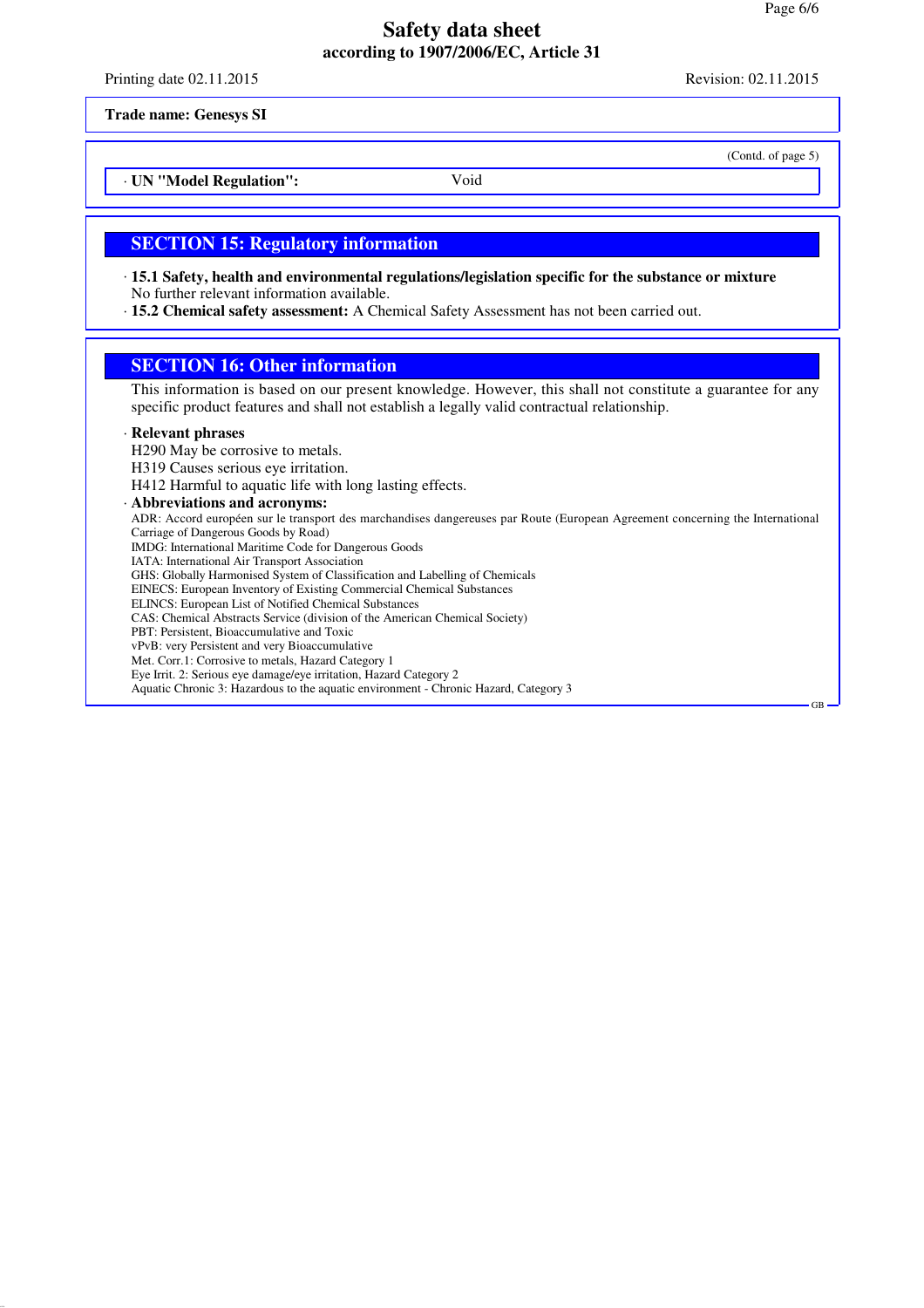**Trade name: Genesys SI**

(Contd. of page 5)

· **UN "Model Regulation":** Void

## SECTION 15: Regulatory information

· **15.1 Safety, health and environmental regulations/legislation specific for the substance or mixture**
No further relevant information available.
· **15.2 Chemical safety assessment:** A Chemical Safety Assessment has not been carried out.

## SECTION 16: Other information

This information is based on our present knowledge. However, this shall not constitute a guarantee for any specific product features and shall not establish a legally valid contractual relationship.

· **Relevant phrases**
H290 May be corrosive to metals.
H319 Causes serious eye irritation.
H412 Harmful to aquatic life with long lasting effects.
· **Abbreviations and acronyms:**
ADR: Accord européen sur le transport des marchandises dangereuses par Route (European Agreement concerning the International Carriage of Dangerous Goods by Road)
IMDG: International Maritime Code for Dangerous Goods
IATA: International Air Transport Association
GHS: Globally Harmonised System of Classification and Labelling of Chemicals
EINECS: European Inventory of Existing Commercial Chemical Substances
ELINCS: European List of Notified Chemical Substances
CAS: Chemical Abstracts Service (division of the American Chemical Society)
PBT: Persistent, Bioaccumulative and Toxic
vPvB: very Persistent and very Bioaccumulative
Met. Corr.1: Corrosive to metals, Hazard Category 1
Eye Irrit. 2: Serious eye damage/eye irritation, Hazard Category 2
Aquatic Chronic 3: Hazardous to the aquatic environment - Chronic Hazard, Category 3